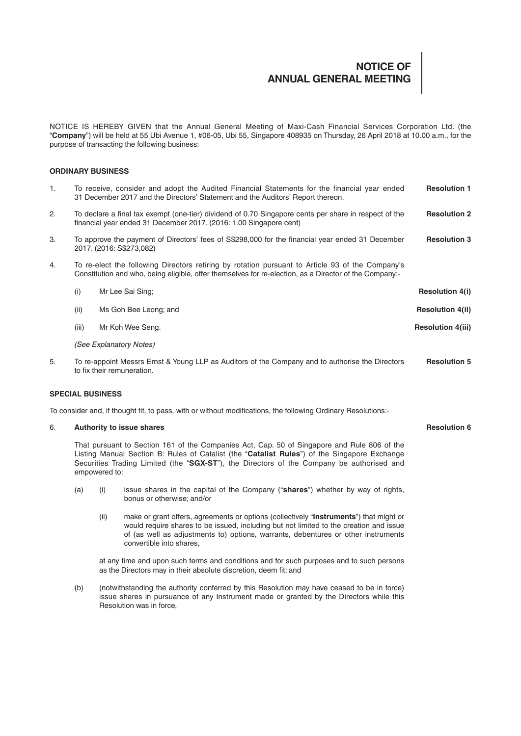# NOTICE OF ANNUAL GENERAL MEETING

NOTICE IS HEREBY GIVEN that the Annual General Meeting of Maxi-Cash Financial Services Corporation Ltd. (the "**Company**") will be held at 55 Ubi Avenue 1, #06-05, Ubi 55, Singapore 408935 on Thursday, 26 April 2018 at 10.00 a.m., for the purpose of transacting the following business:

**ORDINARY BUSINESS**

1. To receive, consider and adopt the Audited Financial Statements for the financial year ended 31 December 2017 and the Directors' Statement and the Auditors' Report thereon. **Resolution 1**

2. To declare a final tax exempt (one-tier) dividend of 0.70 Singapore cents per share in respect of the financial year ended 31 December 2017. (2016: 1.00 Singapore cent) **Resolution 2**

3. To approve the payment of Directors' fees of S$298,000 for the financial year ended 31 December 2017. (2016: S$273,082) **Resolution 3**

4. To re-elect the following Directors retiring by rotation pursuant to Article 93 of the Company's Constitution and who, being eligible, offer themselves for re-election, as a Director of the Company:-

   (i) Mr Lee Sai Sing; **Resolution 4(i)**

   (ii) Ms Goh Bee Leong; and **Resolution 4(ii)**

   (iii) Mr Koh Wee Seng. **Resolution 4(iii)**

   *(See Explanatory Notes)*

5. To re-appoint Messrs Ernst & Young LLP as Auditors of the Company and to authorise the Directors to fix their remuneration. **Resolution 5**

**SPECIAL BUSINESS**

To consider and, if thought fit, to pass, with or without modifications, the following Ordinary Resolutions:-

6. **Authority to issue shares** **Resolution 6**

   That pursuant to Section 161 of the Companies Act, Cap. 50 of Singapore and Rule 806 of the Listing Manual Section B: Rules of Catalist (the "**Catalist Rules**") of the Singapore Exchange Securities Trading Limited (the "**SGX-ST**"), the Directors of the Company be authorised and empowered to:

   (a) (i) issue shares in the capital of the Company ("**shares**") whether by way of rights, bonus or otherwise; and/or

   (ii) make or grant offers, agreements or options (collectively "**Instruments**") that might or would require shares to be issued, including but not limited to the creation and issue of (as well as adjustments to) options, warrants, debentures or other instruments convertible into shares,

   at any time and upon such terms and conditions and for such purposes and to such persons as the Directors may in their absolute discretion, deem fit; and

   (b) (notwithstanding the authority conferred by this Resolution may have ceased to be in force) issue shares in pursuance of any Instrument made or granted by the Directors while this Resolution was in force,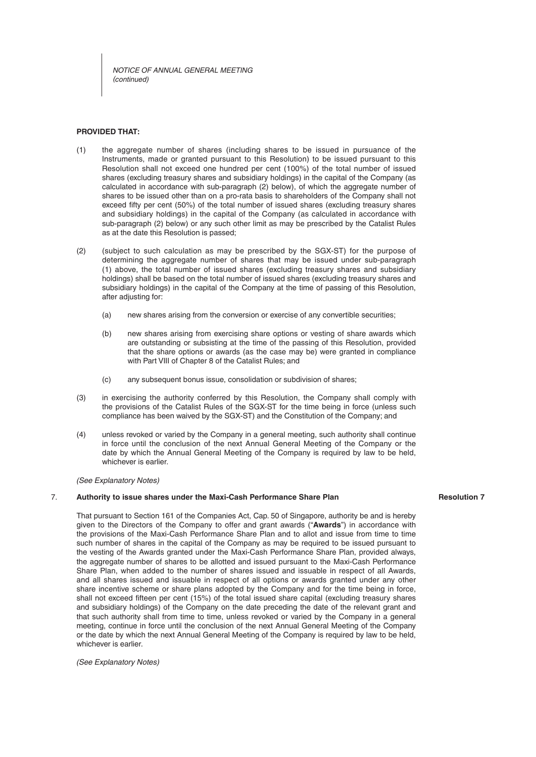**PROVIDED THAT:**

(1) the aggregate number of shares (including shares to be issued in pursuance of the Instruments, made or granted pursuant to this Resolution) to be issued pursuant to this Resolution shall not exceed one hundred per cent (100%) of the total number of issued shares (excluding treasury shares and subsidiary holdings) in the capital of the Company (as calculated in accordance with sub-paragraph (2) below), of which the aggregate number of shares to be issued other than on a pro-rata basis to shareholders of the Company shall not exceed fifty per cent (50%) of the total number of issued shares (excluding treasury shares and subsidiary holdings) in the capital of the Company (as calculated in accordance with sub-paragraph (2) below) or any such other limit as may be prescribed by the Catalist Rules as at the date this Resolution is passed;

(2) (subject to such calculation as may be prescribed by the SGX-ST) for the purpose of determining the aggregate number of shares that may be issued under sub-paragraph (1) above, the total number of issued shares (excluding treasury shares and subsidiary holdings) shall be based on the total number of issued shares (excluding treasury shares and subsidiary holdings) in the capital of the Company at the time of passing of this Resolution, after adjusting for:

   (a) new shares arising from the conversion or exercise of any convertible securities;

   (b) new shares arising from exercising share options or vesting of share awards which are outstanding or subsisting at the time of the passing of this Resolution, provided that the share options or awards (as the case may be) were granted in compliance with Part VIII of Chapter 8 of the Catalist Rules; and

   (c) any subsequent bonus issue, consolidation or subdivision of shares;

(3) in exercising the authority conferred by this Resolution, the Company shall comply with the provisions of the Catalist Rules of the SGX-ST for the time being in force (unless such compliance has been waived by the SGX-ST) and the Constitution of the Company; and

(4) unless revoked or varied by the Company in a general meeting, such authority shall continue in force until the conclusion of the next Annual General Meeting of the Company or the date by which the Annual General Meeting of the Company is required by law to be held, whichever is earlier.

*(See Explanatory Notes)*

7. **Authority to issue shares under the Maxi-Cash Performance Share Plan** **Resolution 7**

That pursuant to Section 161 of the Companies Act, Cap. 50 of Singapore, authority be and is hereby given to the Directors of the Company to offer and grant awards ("**Awards**") in accordance with the provisions of the Maxi-Cash Performance Share Plan and to allot and issue from time to time such number of shares in the capital of the Company as may be required to be issued pursuant to the vesting of the Awards granted under the Maxi-Cash Performance Share Plan, provided always, the aggregate number of shares to be allotted and issued pursuant to the Maxi-Cash Performance Share Plan, when added to the number of shares issued and issuable in respect of all Awards, and all shares issued and issuable in respect of all options or awards granted under any other share incentive scheme or share plans adopted by the Company and for the time being in force, shall not exceed fifteen per cent (15%) of the total issued share capital (excluding treasury shares and subsidiary holdings) of the Company on the date preceding the date of the relevant grant and that such authority shall from time to time, unless revoked or varied by the Company in a general meeting, continue in force until the conclusion of the next Annual General Meeting of the Company or the date by which the next Annual General Meeting of the Company is required by law to be held, whichever is earlier.

*(See Explanatory Notes)*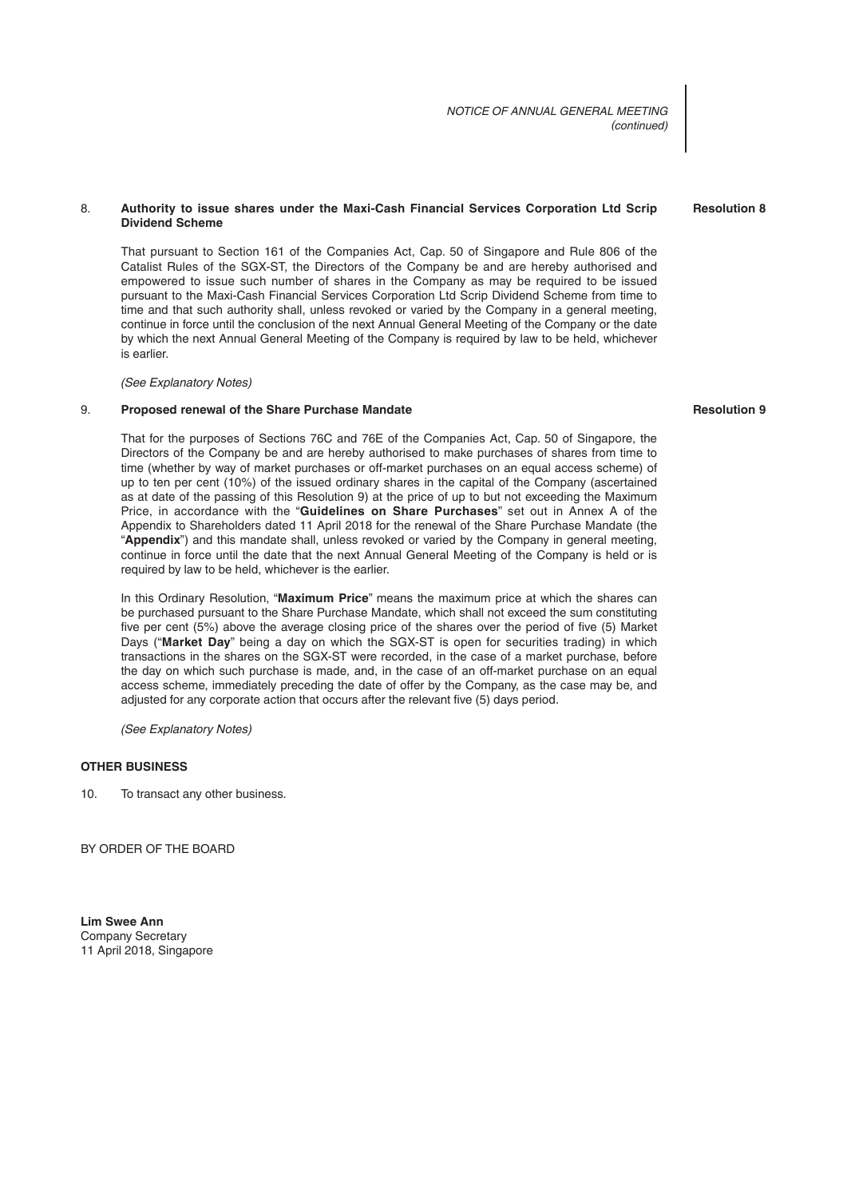8. **Authority to issue shares under the Maxi-Cash Financial Services Corporation Ltd Scrip Dividend Scheme** **Resolution 8**

That pursuant to Section 161 of the Companies Act, Cap. 50 of Singapore and Rule 806 of the Catalist Rules of the SGX-ST, the Directors of the Company be and are hereby authorised and empowered to issue such number of shares in the Company as may be required to be issued pursuant to the Maxi-Cash Financial Services Corporation Ltd Scrip Dividend Scheme from time to time and that such authority shall, unless revoked or varied by the Company in a general meeting, continue in force until the conclusion of the next Annual General Meeting of the Company or the date by which the next Annual General Meeting of the Company is required by law to be held, whichever is earlier.

*(See Explanatory Notes)*

9. **Proposed renewal of the Share Purchase Mandate** **Resolution 9**

That for the purposes of Sections 76C and 76E of the Companies Act, Cap. 50 of Singapore, the Directors of the Company be and are hereby authorised to make purchases of shares from time to time (whether by way of market purchases or off-market purchases on an equal access scheme) of up to ten per cent (10%) of the issued ordinary shares in the capital of the Company (ascertained as at date of the passing of this Resolution 9) at the price of up to but not exceeding the Maximum Price, in accordance with the "**Guidelines on Share Purchases**" set out in Annex A of the Appendix to Shareholders dated 11 April 2018 for the renewal of the Share Purchase Mandate (the "**Appendix**") and this mandate shall, unless revoked or varied by the Company in general meeting, continue in force until the date that the next Annual General Meeting of the Company is held or is required by law to be held, whichever is the earlier.

In this Ordinary Resolution, "**Maximum Price**" means the maximum price at which the shares can be purchased pursuant to the Share Purchase Mandate, which shall not exceed the sum constituting five per cent (5%) above the average closing price of the shares over the period of five (5) Market Days ("**Market Day**" being a day on which the SGX-ST is open for securities trading) in which transactions in the shares on the SGX-ST were recorded, in the case of a market purchase, before the day on which such purchase is made, and, in the case of an off-market purchase on an equal access scheme, immediately preceding the date of offer by the Company, as the case may be, and adjusted for any corporate action that occurs after the relevant five (5) days period.

*(See Explanatory Notes)*

**OTHER BUSINESS**

10. To transact any other business.

BY ORDER OF THE BOARD

**Lim Swee Ann**
Company Secretary
11 April 2018, Singapore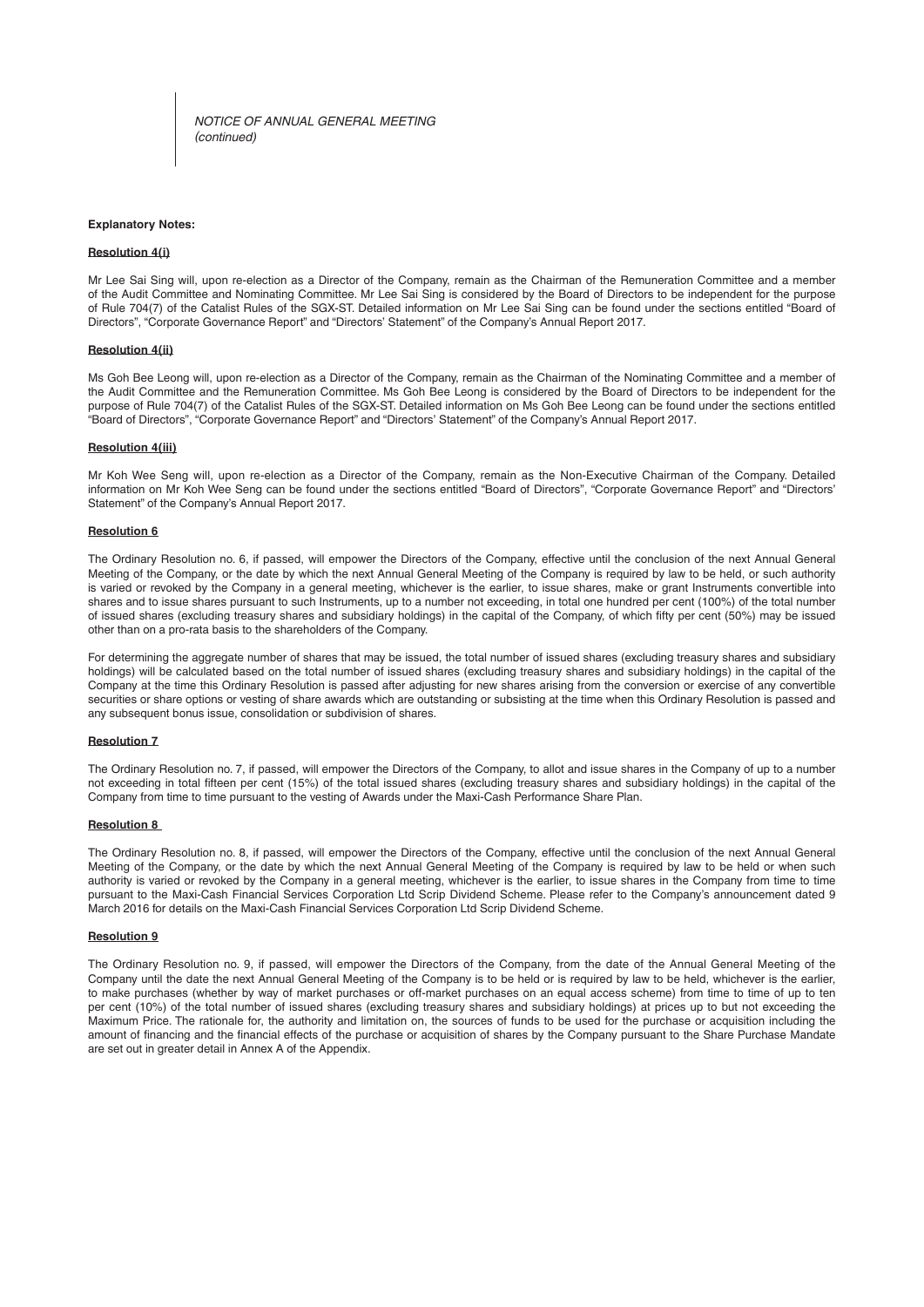*NOTICE OF ANNUAL GENERAL MEETING (continued)*

**Explanatory Notes:**

**Resolution 4(i)**

Mr Lee Sai Sing will, upon re-election as a Director of the Company, remain as the Chairman of the Remuneration Committee and a member of the Audit Committee and Nominating Committee. Mr Lee Sai Sing is considered by the Board of Directors to be independent for the purpose of Rule 704(7) of the Catalist Rules of the SGX-ST. Detailed information on Mr Lee Sai Sing can be found under the sections entitled "Board of Directors", "Corporate Governance Report" and "Directors' Statement" of the Company's Annual Report 2017.

**Resolution 4(ii)**

Ms Goh Bee Leong will, upon re-election as a Director of the Company, remain as the Chairman of the Nominating Committee and a member of the Audit Committee and the Remuneration Committee. Ms Goh Bee Leong is considered by the Board of Directors to be independent for the purpose of Rule 704(7) of the Catalist Rules of the SGX-ST. Detailed information on Ms Goh Bee Leong can be found under the sections entitled "Board of Directors", "Corporate Governance Report" and "Directors' Statement" of the Company's Annual Report 2017.

**Resolution 4(iii)**

Mr Koh Wee Seng will, upon re-election as a Director of the Company, remain as the Non-Executive Chairman of the Company. Detailed information on Mr Koh Wee Seng can be found under the sections entitled "Board of Directors", "Corporate Governance Report" and "Directors' Statement" of the Company's Annual Report 2017.

**Resolution 6**

The Ordinary Resolution no. 6, if passed, will empower the Directors of the Company, effective until the conclusion of the next Annual General Meeting of the Company, or the date by which the next Annual General Meeting of the Company is required by law to be held, or such authority is varied or revoked by the Company in a general meeting, whichever is the earlier, to issue shares, make or grant Instruments convertible into shares and to issue shares pursuant to such Instruments, up to a number not exceeding, in total one hundred per cent (100%) of the total number of issued shares (excluding treasury shares and subsidiary holdings) in the capital of the Company, of which fifty per cent (50%) may be issued other than on a pro-rata basis to the shareholders of the Company.

For determining the aggregate number of shares that may be issued, the total number of issued shares (excluding treasury shares and subsidiary holdings) will be calculated based on the total number of issued shares (excluding treasury shares and subsidiary holdings) in the capital of the Company at the time this Ordinary Resolution is passed after adjusting for new shares arising from the conversion or exercise of any convertible securities or share options or vesting of share awards which are outstanding or subsisting at the time when this Ordinary Resolution is passed and any subsequent bonus issue, consolidation or subdivision of shares.

**Resolution 7**

The Ordinary Resolution no. 7, if passed, will empower the Directors of the Company, to allot and issue shares in the Company of up to a number not exceeding in total fifteen per cent (15%) of the total issued shares (excluding treasury shares and subsidiary holdings) in the capital of the Company from time to time pursuant to the vesting of Awards under the Maxi-Cash Performance Share Plan.

**Resolution 8**

The Ordinary Resolution no. 8, if passed, will empower the Directors of the Company, effective until the conclusion of the next Annual General Meeting of the Company, or the date by which the next Annual General Meeting of the Company is required by law to be held or when such authority is varied or revoked by the Company in a general meeting, whichever is the earlier, to issue shares in the Company from time to time pursuant to the Maxi-Cash Financial Services Corporation Ltd Scrip Dividend Scheme. Please refer to the Company's announcement dated 9 March 2016 for details on the Maxi-Cash Financial Services Corporation Ltd Scrip Dividend Scheme.

**Resolution 9**

The Ordinary Resolution no. 9, if passed, will empower the Directors of the Company, from the date of the Annual General Meeting of the Company until the date the next Annual General Meeting of the Company is to be held or is required by law to be held, whichever is the earlier, to make purchases (whether by way of market purchases or off-market purchases on an equal access scheme) from time to time of up to ten per cent (10%) of the total number of issued shares (excluding treasury shares and subsidiary holdings) at prices up to but not exceeding the Maximum Price. The rationale for, the authority and limitation on, the sources of funds to be used for the purchase or acquisition including the amount of financing and the financial effects of the purchase or acquisition of shares by the Company pursuant to the Share Purchase Mandate are set out in greater detail in Annex A of the Appendix.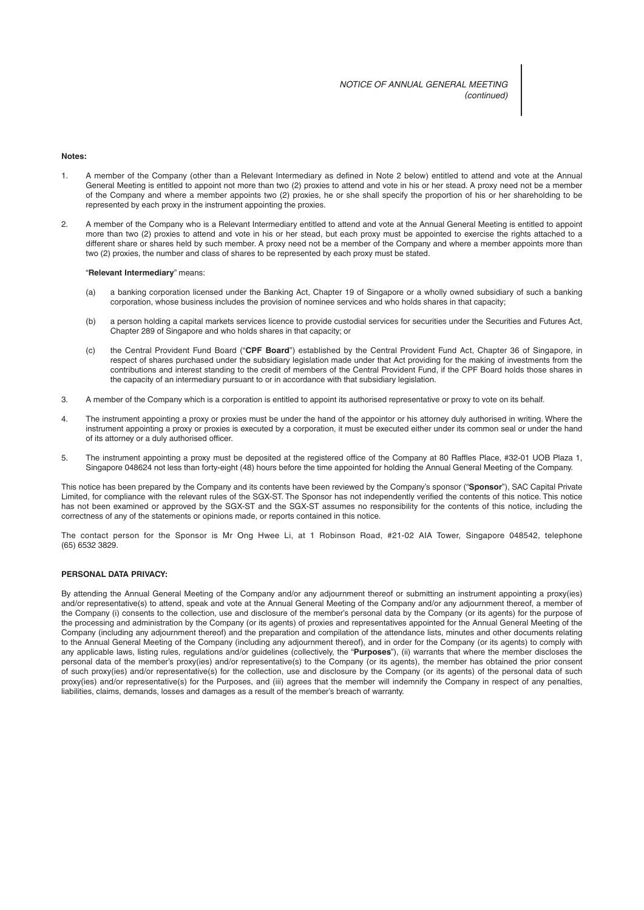**Notes:**

1. A member of the Company (other than a Relevant Intermediary as defined in Note 2 below) entitled to attend and vote at the Annual General Meeting is entitled to appoint not more than two (2) proxies to attend and vote in his or her stead. A proxy need not be a member of the Company and where a member appoints two (2) proxies, he or she shall specify the proportion of his or her shareholding to be represented by each proxy in the instrument appointing the proxies.

2. A member of the Company who is a Relevant Intermediary entitled to attend and vote at the Annual General Meeting is entitled to appoint more than two (2) proxies to attend and vote in his or her stead, but each proxy must be appointed to exercise the rights attached to a different share or shares held by such member. A proxy need not be a member of the Company and where a member appoints more than two (2) proxies, the number and class of shares to be represented by each proxy must be stated.

   "**Relevant Intermediary**" means:

   (a) a banking corporation licensed under the Banking Act, Chapter 19 of Singapore or a wholly owned subsidiary of such a banking corporation, whose business includes the provision of nominee services and who holds shares in that capacity;

   (b) a person holding a capital markets services licence to provide custodial services for securities under the Securities and Futures Act, Chapter 289 of Singapore and who holds shares in that capacity; or

   (c) the Central Provident Fund Board ("**CPF Board**") established by the Central Provident Fund Act, Chapter 36 of Singapore, in respect of shares purchased under the subsidiary legislation made under that Act providing for the making of investments from the contributions and interest standing to the credit of members of the Central Provident Fund, if the CPF Board holds those shares in the capacity of an intermediary pursuant to or in accordance with that subsidiary legislation.

3. A member of the Company which is a corporation is entitled to appoint its authorised representative or proxy to vote on its behalf.

4. The instrument appointing a proxy or proxies must be under the hand of the appointor or his attorney duly authorised in writing. Where the instrument appointing a proxy or proxies is executed by a corporation, it must be executed either under its common seal or under the hand of its attorney or a duly authorised officer.

5. The instrument appointing a proxy must be deposited at the registered office of the Company at 80 Raffles Place, #32-01 UOB Plaza 1, Singapore 048624 not less than forty-eight (48) hours before the time appointed for holding the Annual General Meeting of the Company.

This notice has been prepared by the Company and its contents have been reviewed by the Company's sponsor ("**Sponsor**"), SAC Capital Private Limited, for compliance with the relevant rules of the SGX-ST. The Sponsor has not independently verified the contents of this notice. This notice has not been examined or approved by the SGX-ST and the SGX-ST assumes no responsibility for the contents of this notice, including the correctness of any of the statements or opinions made, or reports contained in this notice.

The contact person for the Sponsor is Mr Ong Hwee Li, at 1 Robinson Road, #21-02 AIA Tower, Singapore 048542, telephone (65) 6532 3829.

**PERSONAL DATA PRIVACY:**

By attending the Annual General Meeting of the Company and/or any adjournment thereof or submitting an instrument appointing a proxy(ies) and/or representative(s) to attend, speak and vote at the Annual General Meeting of the Company and/or any adjournment thereof, a member of the Company (i) consents to the collection, use and disclosure of the member's personal data by the Company (or its agents) for the purpose of the processing and administration by the Company (or its agents) of proxies and representatives appointed for the Annual General Meeting of the Company (including any adjournment thereof) and the preparation and compilation of the attendance lists, minutes and other documents relating to the Annual General Meeting of the Company (including any adjournment thereof), and in order for the Company (or its agents) to comply with any applicable laws, listing rules, regulations and/or guidelines (collectively, the "**Purposes**"), (ii) warrants that where the member discloses the personal data of the member's proxy(ies) and/or representative(s) to the Company (or its agents), the member has obtained the prior consent of such proxy(ies) and/or representative(s) for the collection, use and disclosure by the Company (or its agents) of the personal data of such proxy(ies) and/or representative(s) for the Purposes, and (iii) agrees that the member will indemnify the Company in respect of any penalties, liabilities, claims, demands, losses and damages as a result of the member's breach of warranty.